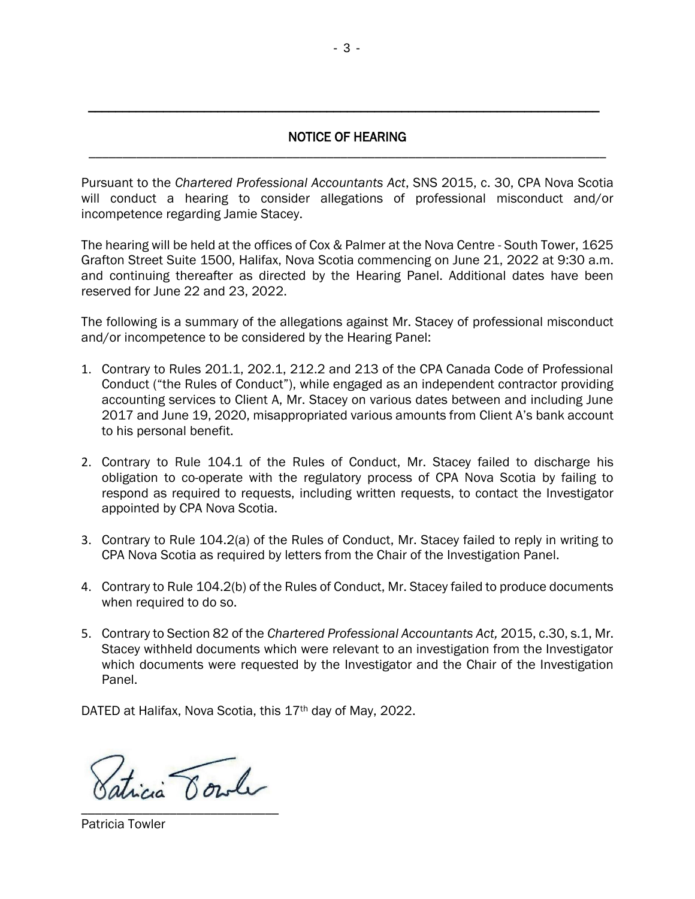## NOTICE OF HEARING

Pursuant to the *Chartered Professional Accountants Act*, SNS 2015, c. 30, CPA Nova Scotia will conduct a hearing to consider allegations of professional misconduct and/or incompetence regarding Jamie Stacey.

The hearing will be held at the offices of Cox & Palmer at the Nova Centre - South Tower, 1625 Grafton Street Suite 1500, Halifax, Nova Scotia commencing on June 21, 2022 at 9:30 a.m. and continuing thereafter as directed by the Hearing Panel. Additional dates have been reserved for June 22 and 23, 2022.

The following is a summary of the allegations against Mr. Stacey of professional misconduct and/or incompetence to be considered by the Hearing Panel:

1. Contrary to Rules 201.1, 202.1, 212.2 and 213 of the CPA Canada Code of Professional Conduct ("the Rules of Conduct"), while engaged as an independent contractor providing accounting services to Client A, Mr. Stacey on various dates between and including June 2017 and June 19, 2020, misappropriated various amounts from Client A's bank account to his personal benefit.

2. Contrary to Rule 104.1 of the Rules of Conduct, Mr. Stacey failed to discharge his obligation to co-operate with the regulatory process of CPA Nova Scotia by failing to respond as required to requests, including written requests, to contact the Investigator appointed by CPA Nova Scotia.

3. Contrary to Rule 104.2(a) of the Rules of Conduct, Mr. Stacey failed to reply in writing to CPA Nova Scotia as required by letters from the Chair of the Investigation Panel.

4. Contrary to Rule 104.2(b) of the Rules of Conduct, Mr. Stacey failed to produce documents when required to do so.

5. Contrary to Section 82 of the *Chartered Professional Accountants Act,* 2015, c.30, s.1, Mr. Stacey withheld documents which were relevant to an investigation from the Investigator which documents were requested by the Investigator and the Chair of the Investigation Panel.

DATED at Halifax, Nova Scotia, this 17th day of May, 2022.

Patricia Towler

\_\_\_\_\_\_\_\_\_\_\_\_\_\_\_\_\_\_\_\_\_\_\_\_\_\_\_\_

Patricia Towler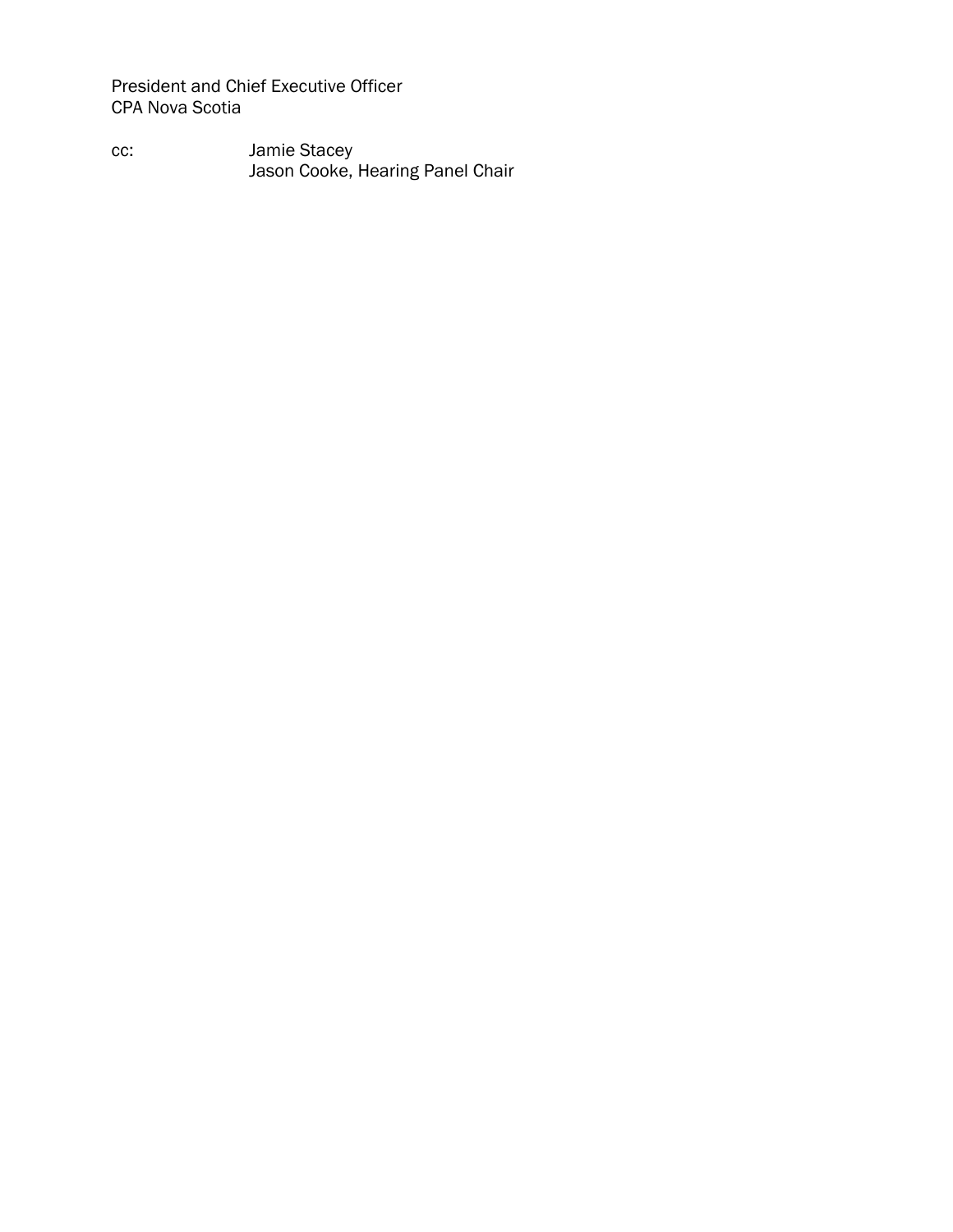President and Chief Executive Officer
CPA Nova Scotia

cc: Jamie Stacey
Jason Cooke, Hearing Panel Chair